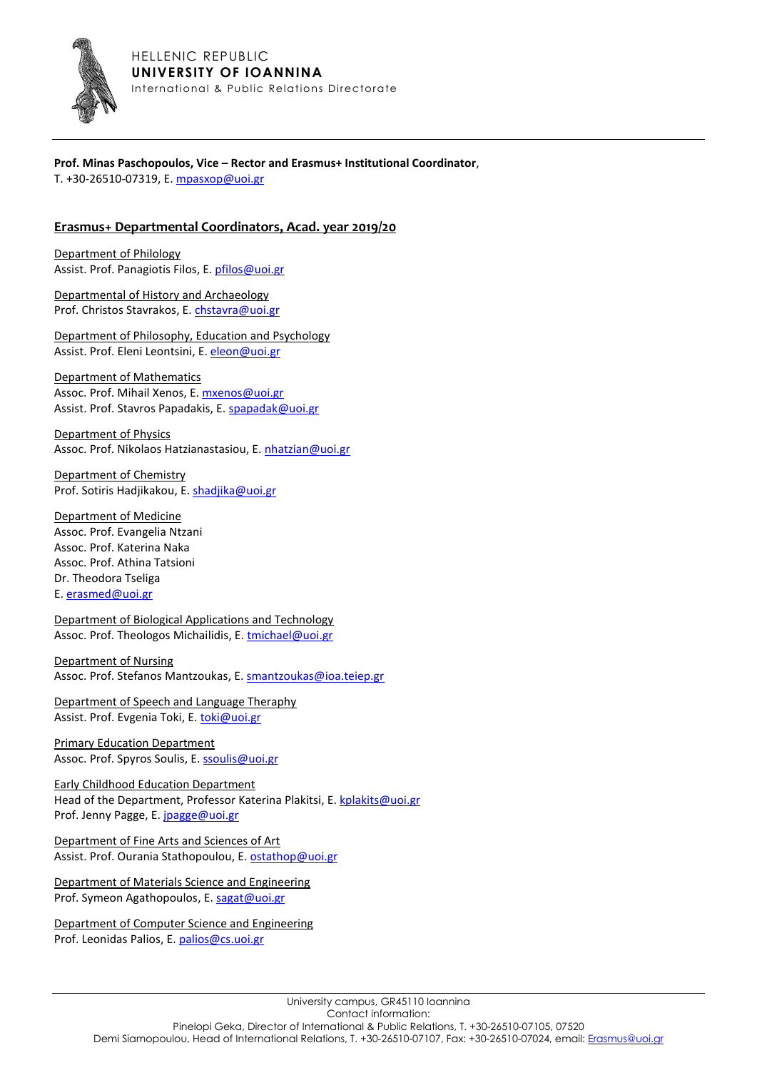HELLENIC REPUBLIC
**UNIVERSITY OF IOANNINA**
International & Public Relations Directorate

**Prof. Minas Paschopoulos, Vice – Rector and Erasmus+ Institutional Coordinator**,
T. +30-26510-07319, E. mpasxop@uoi.gr

## Erasmus+ Departmental Coordinators, Acad. year 2019/20

Department of Philology
Assist. Prof. Panagiotis Filos, E. pfilos@uoi.gr

Departmental of History and Archaeology
Prof. Christos Stavrakos, E. chstavra@uoi.gr

Department of Philosophy, Education and Psychology
Assist. Prof. Eleni Leontsini, E. eleon@uoi.gr

Department of Mathematics
Assoc. Prof. Mihail Xenos, E. mxenos@uoi.gr
Assist. Prof. Stavros Papadakis, E. spapadak@uoi.gr

Department of Physics
Assoc. Prof. Nikolaos Hatzianastasiou, E. nhatzian@uoi.gr

Department of Chemistry
Prof. Sotiris Hadjikakou, E. shadjika@uoi.gr

Department of Medicine
Assoc. Prof. Evangelia Ntzani
Assoc. Prof. Katerina Naka
Assoc. Prof. Athina Tatsioni
Dr. Theodora Tseliga
E. erasmed@uoi.gr

Department of Biological Applications and Technology
Assoc. Prof. Theologos Michailidis, E. tmichael@uoi.gr

Department of Nursing
Assoc. Prof. Stefanos Mantzoukas, E. smantzoukas@ioa.teiep.gr

Department of Speech and Language Theraphy
Assist. Prof. Evgenia Toki, E. toki@uoi.gr

Primary Education Department
Assoc. Prof. Spyros Soulis, E. ssoulis@uoi.gr

Early Childhood Education Department
Head of the Department, Professor Katerina Plakitsi, E. kplakits@uoi.gr
Prof. Jenny Pagge, E. jpagge@uoi.gr

Department of Fine Arts and Sciences of Art
Assist. Prof. Ourania Stathopoulou, E. ostathop@uoi.gr

Department of Materials Science and Engineering
Prof. Symeon Agathopoulos, E. sagat@uoi.gr

Department of Computer Science and Engineering
Prof. Leonidas Palios, E. palios@cs.uoi.gr

University campus, GR45110 Ioannina
Contact information:
Pinelopi Geka, Director of International & Public Relations, T. +30-26510-07105, 07520
Demi Siamopoulou, Head of International Relations, T. +30-26510-07107, Fax: +30-26510-07024, email: Erasmus@uoi.gr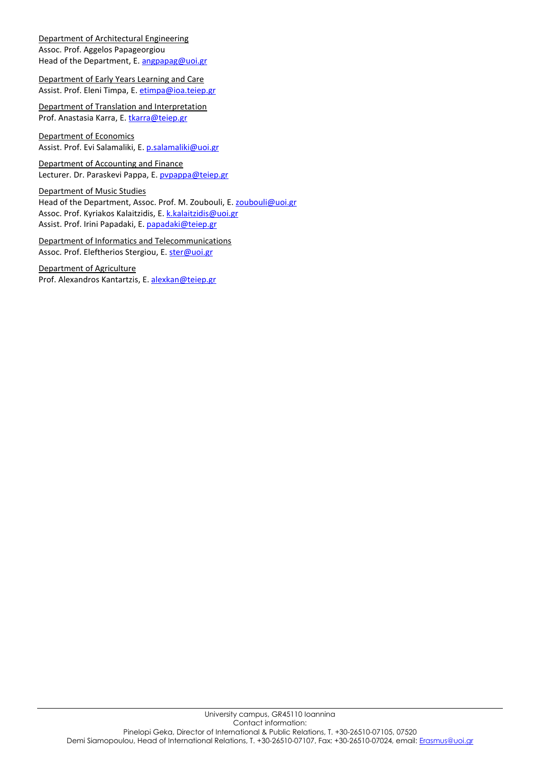Department of Architectural Engineering
Assoc. Prof. Aggelos Papageorgiou
Head of the Department, E. angpapag@uoi.gr

Department of Early Years Learning and Care
Assist. Prof. Eleni Timpa, E. etimpa@ioa.teiep.gr

Department of Translation and Interpretation
Prof. Anastasia Karra, E. tkarra@teiep.gr

Department of Economics
Assist. Prof. Evi Salamaliki, E. p.salamaliki@uoi.gr

Department of Accounting and Finance
Lecturer. Dr. Paraskevi Pappa, E. pvpappa@teiep.gr

Department of Music Studies
Head of the Department, Assoc. Prof. M. Zoubouli, E. zoubouli@uoi.gr
Assoc. Prof. Kyriakos Kalaitzidis, E. k.kalaitzidis@uoi.gr
Assist. Prof. Irini Papadaki, E. papadaki@teiep.gr

Department of Informatics and Telecommunications
Assoc. Prof. Eleftherios Stergiou, E. ster@uoi.gr

Department of Agriculture
Prof. Alexandros Kantartzis, E. alexkan@teiep.gr